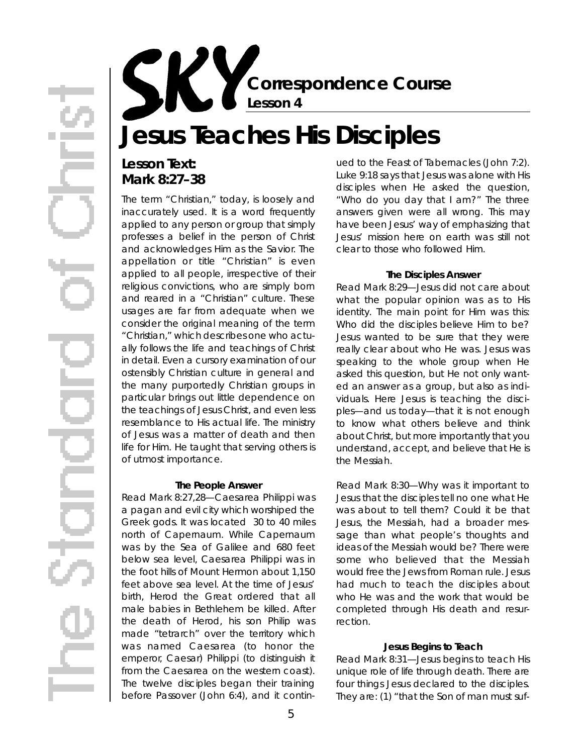# SKY Correspondence Course

**Lesson 4**

# Jesus Teaches His Disciples

## Lesson Text: Mark 8:27–38

The term "Christian," today, is loosely and inaccurately used. It is a word frequently applied to any person or group that simply professes a belief in the person of Christ and acknowledges Him as the Savior. The appellation or title "Christian" is even applied to all people, irrespective of their religious convictions, who are simply born and reared in a "Christian" culture. These usages are far from adequate when we consider the original meaning of the term "Christian," which describes one who actually follows the life and teachings of Christ in detail. Even a cursory examination of our ostensibly Christian culture in general and the many purportedly Christian groups in particular brings out little dependence on the teachings of Jesus Christ, and even less resemblance to His actual life. The ministry of Jesus was a matter of death and then life for Him. He taught that serving others is of utmost importance.

### The People Answer

Read Mark 8:27,28—Caesarea Philippi was a pagan and evil city which worshiped the Greek gods. It was located 30 to 40 miles north of Capernaum. While Capernaum was by the Sea of Galilee and 680 feet below sea level, Caesarea Philippi was in the foot hills of Mount Hermon about 1,150 feet above sea level. At the time of Jesus' birth, Herod the Great ordered that all male babies in Bethlehem be killed. After the death of Herod, his son Philip was made "tetrarch" over the territory which was named Caesarea (to honor the emperor, Caesar) Philippi (to distinguish it from the Caesarea on the western coast). The twelve disciples began their training before Passover (John 6:4), and it continued to the Feast of Tabernacles (John 7:2). Luke 9:18 says that Jesus was alone with His disciples when He asked the question, "Who do you day that I am?" The three answers given were all wrong. This may have been Jesus' way of emphasizing that Jesus' mission here on earth was still not clear to those who followed Him.

### The Disciples Answer

Read Mark 8:29—Jesus did not care about what the popular opinion was as to His identity. The main point for Him was this: Who did the disciples believe Him to be? Jesus wanted to be sure that they were really clear about who He was. Jesus was speaking to the whole group when He asked this question, but He not only wanted an answer as a group, but also as individuals. Here Jesus is teaching the disciples—and us today—that it is not enough to know what others believe and think about Christ, but more importantly that you understand, accept, and believe that He is the Messiah.

Read Mark 8:30—Why was it important to Jesus that the disciples tell no one what He was about to tell them? Could it be that Jesus, the Messiah, had a broader message than what people's thoughts and ideas of the Messiah would be? There were some who believed that the Messiah would free the Jews from Roman rule. Jesus had much to teach the disciples about who He was and the work that would be completed through His death and resurrection.

### Jesus Begins to Teach

Read Mark 8:31—Jesus begins to teach His unique role of life through death. There are four things Jesus declared to the disciples. They are: (1) "that the Son of man must suf-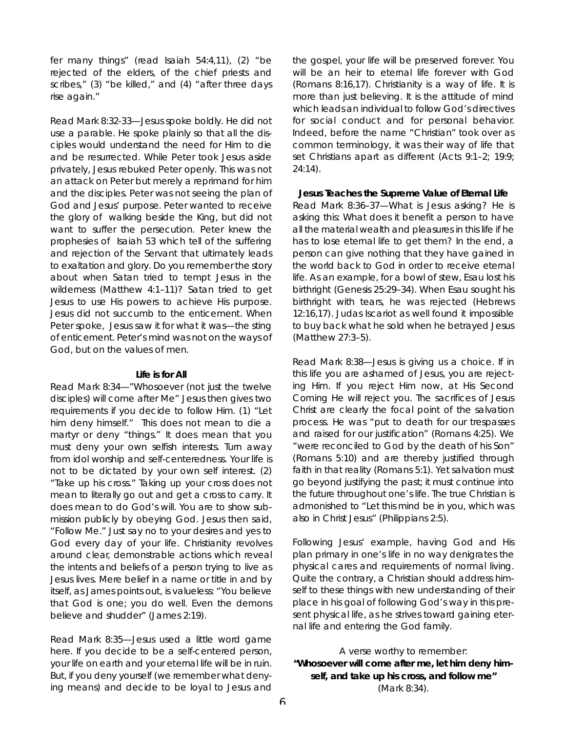fer many things" (read Isaiah 54:4,11), (2) "be rejected of the elders, of the chief priests and scribes," (3) "be killed," and (4) "after three days rise again."

Read Mark 8:32-33—Jesus spoke boldly. He did not use a parable. He spoke plainly so that all the disciples would understand the need for Him to die and be resurrected. While Peter took Jesus aside privately, Jesus rebuked Peter openly. This was not an attack on Peter but merely a reprimand for him and the disciples. Peter was not seeing the plan of God and Jesus' purpose. Peter wanted to receive the glory of walking beside the King, but did not want to suffer the persecution. Peter knew the prophesies of Isaiah 53 which tell of the suffering and rejection of the Servant that ultimately leads to exaltation and glory. Do you remember the story about when Satan tried to tempt Jesus in the wilderness (Matthew 4:1–11)? Satan tried to get Jesus to use His powers to achieve His purpose. Jesus did not succumb to the enticement. When Peter spoke, Jesus saw it for what it was—the sting of enticement. Peter's mind was not on the ways of God, but on the values of men.

**Life is for All**

Read Mark 8:34—"Whosoever (not just the twelve disciples) will come after Me" Jesus then gives two requirements if you decide to follow Him. (1) "Let him deny himself." This does not mean to die a martyr or deny "things." It does mean that you must deny your own selfish interests. Turn away from idol worship and self-centeredness. Your life is not to be dictated by your own self interest. (2) "Take up his cross." Taking up your cross does not mean to literally go out and get a cross to carry. It does mean to do God's will. You are to show submission publicly by obeying God. Jesus then said, "Follow Me." Just say no to your desires and yes to God every day of your life. Christianity revolves around clear, demonstrable actions which reveal the intents and beliefs of a person trying to live as Jesus lives. Mere belief in a name or title in and by itself, as James points out, is valueless: "You believe that God is one; you do well. Even the demons believe and shudder" (James 2:19).

Read Mark 8:35—Jesus used a little word game here. If you decide to be a self-centered person, your life on earth and your eternal life will be in ruin. But, if you deny yourself (we remember what denying means) and decide to be loyal to Jesus and the gospel, your life will be preserved forever. You will be an heir to eternal life forever with God (Romans 8:16,17). Christianity is a way of life. It is more than just believing. It is the attitude of mind which leads an individual to follow God's directives for social conduct and for personal behavior. Indeed, before the name "Christian" took over as common terminology, it was their way of life that set Christians apart as different (Acts 9:1–2; 19:9; 24:14).

**Jesus Teaches the Supreme Value of Eternal Life**

Read Mark 8:36–37—What is Jesus asking? He is asking this: What does it benefit a person to have all the material wealth and pleasures in this life if he has to lose eternal life to get them? In the end, a person can give nothing that they have gained in the world back to God in order to receive eternal life. As an example, for a bowl of stew, Esau lost his birthright (Genesis 25:29–34). When Esau sought his birthright with tears, he was rejected (Hebrews 12:16,17). Judas Iscariot as well found it impossible to buy back what he sold when he betrayed Jesus (Matthew 27:3–5).

Read Mark 8:38—Jesus is giving us a choice. If in this life you are ashamed of Jesus, you are rejecting Him. If you reject Him now, at His Second Coming He will reject you. The sacrifices of Jesus Christ are clearly the focal point of the salvation process. He was "put to death for our trespasses and raised for our justification" (Romans 4:25). We "were reconciled to God by the death of his Son" (Romans 5:10) and are thereby justified through faith in that reality (Romans 5:1). Yet salvation must go beyond justifying the past; it must continue into the future throughout one's life. The true Christian is admonished to "Let this mind be in you, which was also in Christ Jesus" (Philippians 2:5).

Following Jesus' example, having God and His plan primary in one's life in no way denigrates the physical cares and requirements of normal living. Quite the contrary, a Christian should address himself to these things with new understanding of their place in his goal of following God's way in this present physical life, as he strives toward gaining eternal life and entering the God family.

A verse worthy to remember:
**"Whosoever will come after me, let him deny himself, and take up his cross, and follow me"** (Mark 8:34).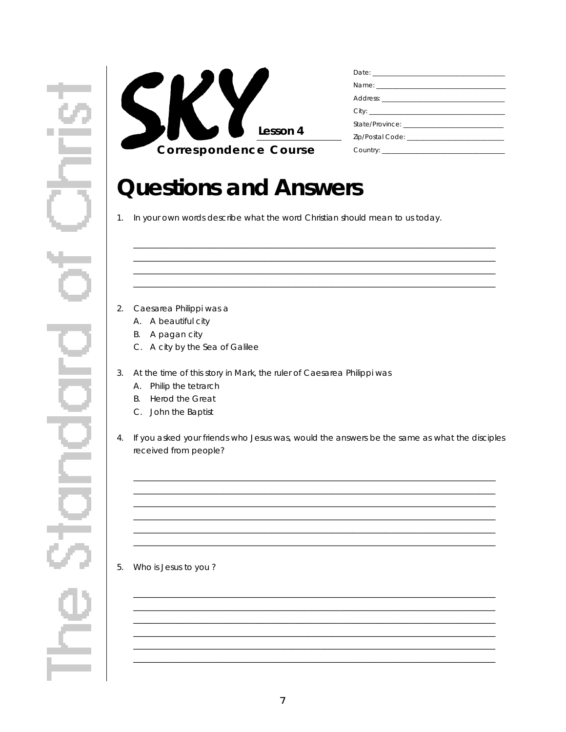SKY Lesson 4

Correspondence Course

Date: ____________________

Name: ____________________

Address: ____________________

City: ____________________

State/Province: ____________________

Zip/Postal Code: ____________________

Country: ____________________

# Questions and Answers

1. In your own words describe what the word Christian should mean to us today.

____________________________________________________________

____________________________________________________________

____________________________________________________________

____________________________________________________________

2. Caesarea Philippi was a
   - A. A beautiful city
   - B. A pagan city
   - C. A city by the Sea of Galilee

3. At the time of this story in Mark, the ruler of Caesarea Philippi was
   - A. Philip the tetrarch
   - B. Herod the Great
   - C. John the Baptist

4. If you asked your friends who Jesus was, would the answers be the same as what the disciples received from people?

____________________________________________________________

____________________________________________________________

____________________________________________________________

____________________________________________________________

____________________________________________________________

____________________________________________________________

5. Who is Jesus to you ?

____________________________________________________________

____________________________________________________________

____________________________________________________________

____________________________________________________________

____________________________________________________________

____________________________________________________________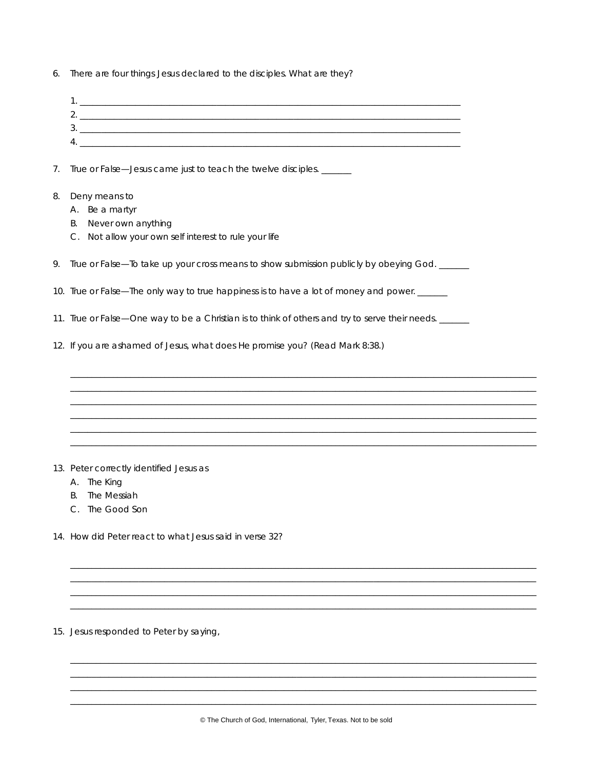6. There are four things Jesus declared to the disciples. What are they?

   1. ______________________________________________________________________________
   2. ______________________________________________________________________________
   3. ______________________________________________________________________________
   4. ______________________________________________________________________________

7. True or False—Jesus came just to teach the twelve disciples. _______

8. Deny means to
   A. Be a martyr
   B. Never own anything
   C. Not allow your own self interest to rule your life

9. True or False—To take up your cross means to show submission publicly by obeying God. _______

10. True or False—The only way to true happiness is to have a lot of money and power. _______

11. True or False—One way to be a Christian is to think of others and try to serve their needs. _______

12. If you are ashamed of Jesus, what does He promise you? (Read Mark 8:38.)

    ______________________________________________________________________________
    ______________________________________________________________________________
    ______________________________________________________________________________
    ______________________________________________________________________________
    ______________________________________________________________________________
    ______________________________________________________________________________

13. Peter correctly identified Jesus as
    A. The King
    B. The Messiah
    C. The Good Son

14. How did Peter react to what Jesus said in verse 32?

    ______________________________________________________________________________
    ______________________________________________________________________________
    ______________________________________________________________________________
    ______________________________________________________________________________

15. Jesus responded to Peter by saying,

    ______________________________________________________________________________
    ______________________________________________________________________________
    ______________________________________________________________________________
    ______________________________________________________________________________

© The Church of God, International, Tyler, Texas. Not to be sold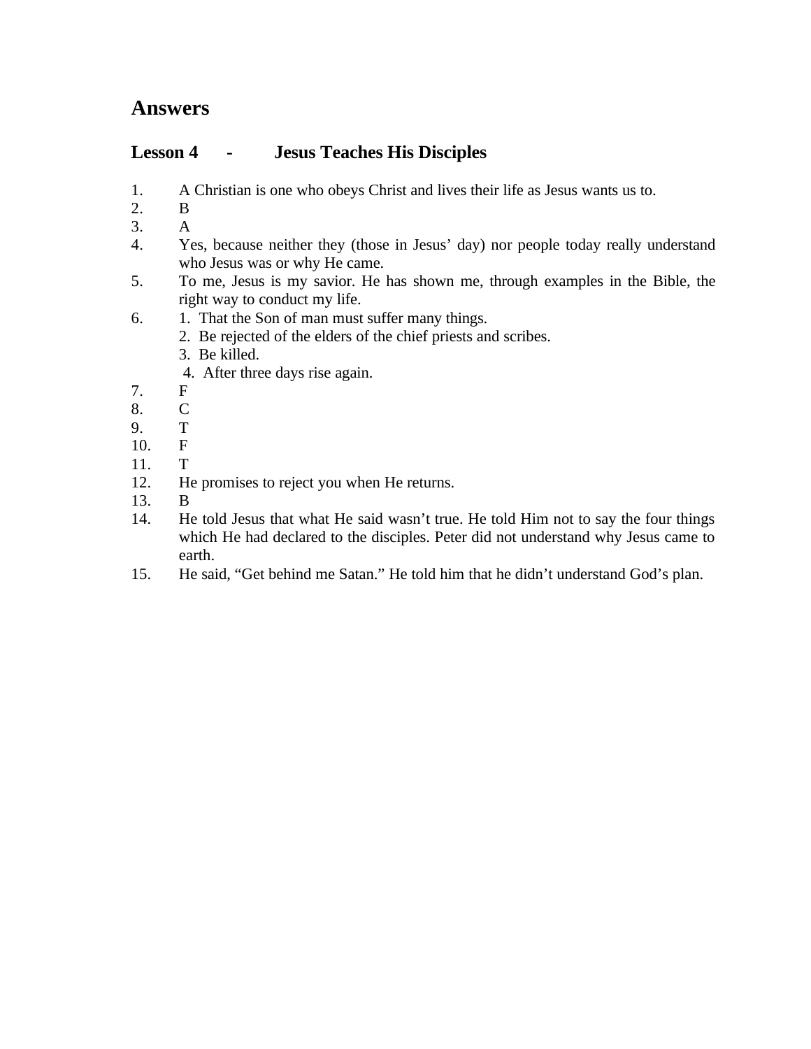# Answers

## Lesson 4 - Jesus Teaches His Disciples

1. A Christian is one who obeys Christ and lives their life as Jesus wants us to.
2. B
3. A
4. Yes, because neither they (those in Jesus' day) nor people today really understand who Jesus was or why He came.
5. To me, Jesus is my savior. He has shown me, through examples in the Bible, the right way to conduct my life.
6. 1. That the Son of man must suffer many things.
   2. Be rejected of the elders of the chief priests and scribes.
   3. Be killed.
   4. After three days rise again.
7. F
8. C
9. T
10. F
11. T
12. He promises to reject you when He returns.
13. B
14. He told Jesus that what He said wasn't true. He told Him not to say the four things which He had declared to the disciples. Peter did not understand why Jesus came to earth.
15. He said, "Get behind me Satan." He told him that he didn't understand God's plan.